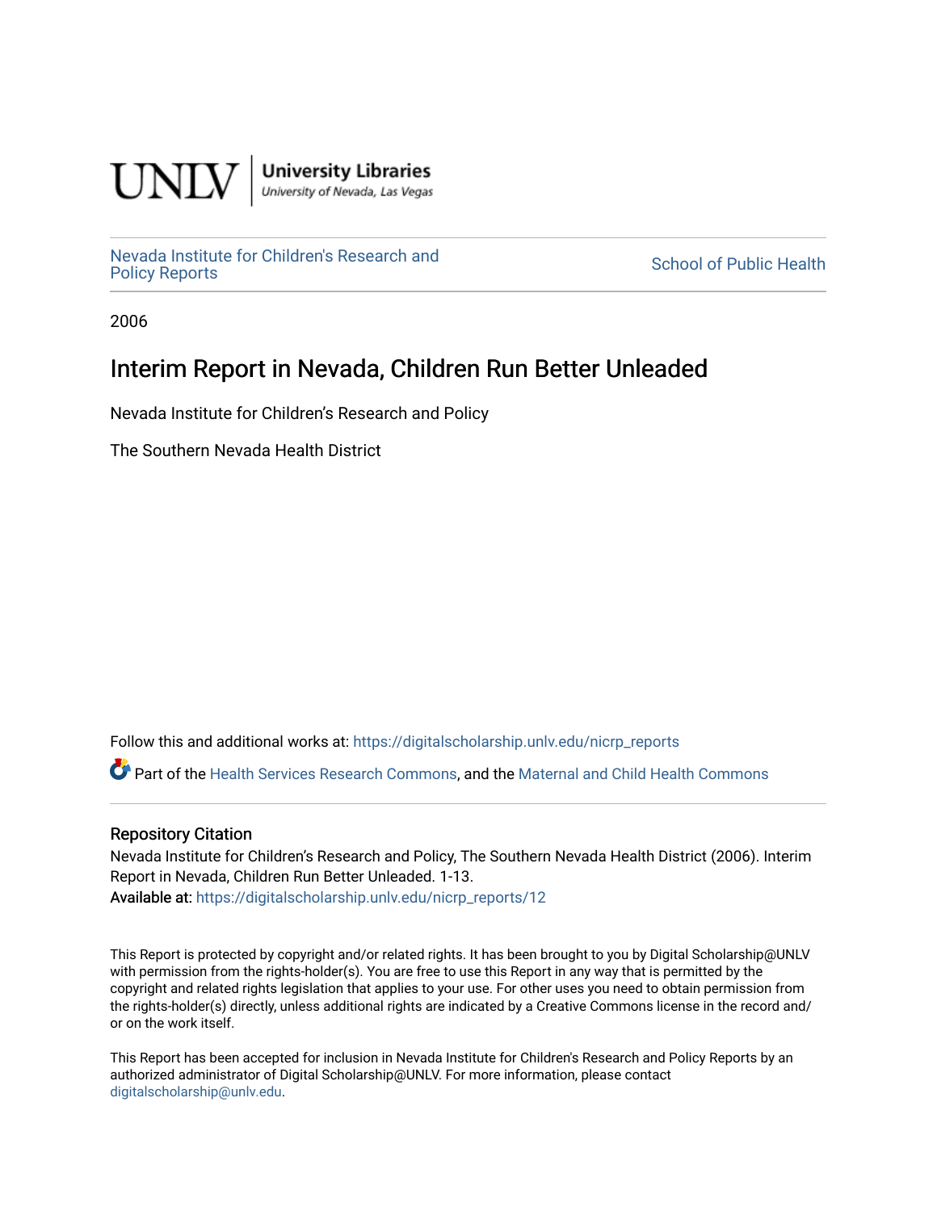UNLV | University Libraries
University of Nevada, Las Vegas

Nevada Institute for Children's Research and Policy Reports | School of Public Health

2006

# Interim Report in Nevada, Children Run Better Unleaded

Nevada Institute for Children's Research and Policy

The Southern Nevada Health District

Follow this and additional works at: https://digitalscholarship.unlv.edu/nicrp_reports

Part of the Health Services Research Commons, and the Maternal and Child Health Commons

## Repository Citation

Nevada Institute for Children's Research and Policy, The Southern Nevada Health District (2006). Interim Report in Nevada, Children Run Better Unleaded. 1-13.

**Available at:** https://digitalscholarship.unlv.edu/nicrp_reports/12

This Report is protected by copyright and/or related rights. It has been brought to you by Digital Scholarship@UNLV with permission from the rights-holder(s). You are free to use this Report in any way that is permitted by the copyright and related rights legislation that applies to your use. For other uses you need to obtain permission from the rights-holder(s) directly, unless additional rights are indicated by a Creative Commons license in the record and/or on the work itself.

This Report has been accepted for inclusion in Nevada Institute for Children's Research and Policy Reports by an authorized administrator of Digital Scholarship@UNLV. For more information, please contact digitalscholarship@unlv.edu.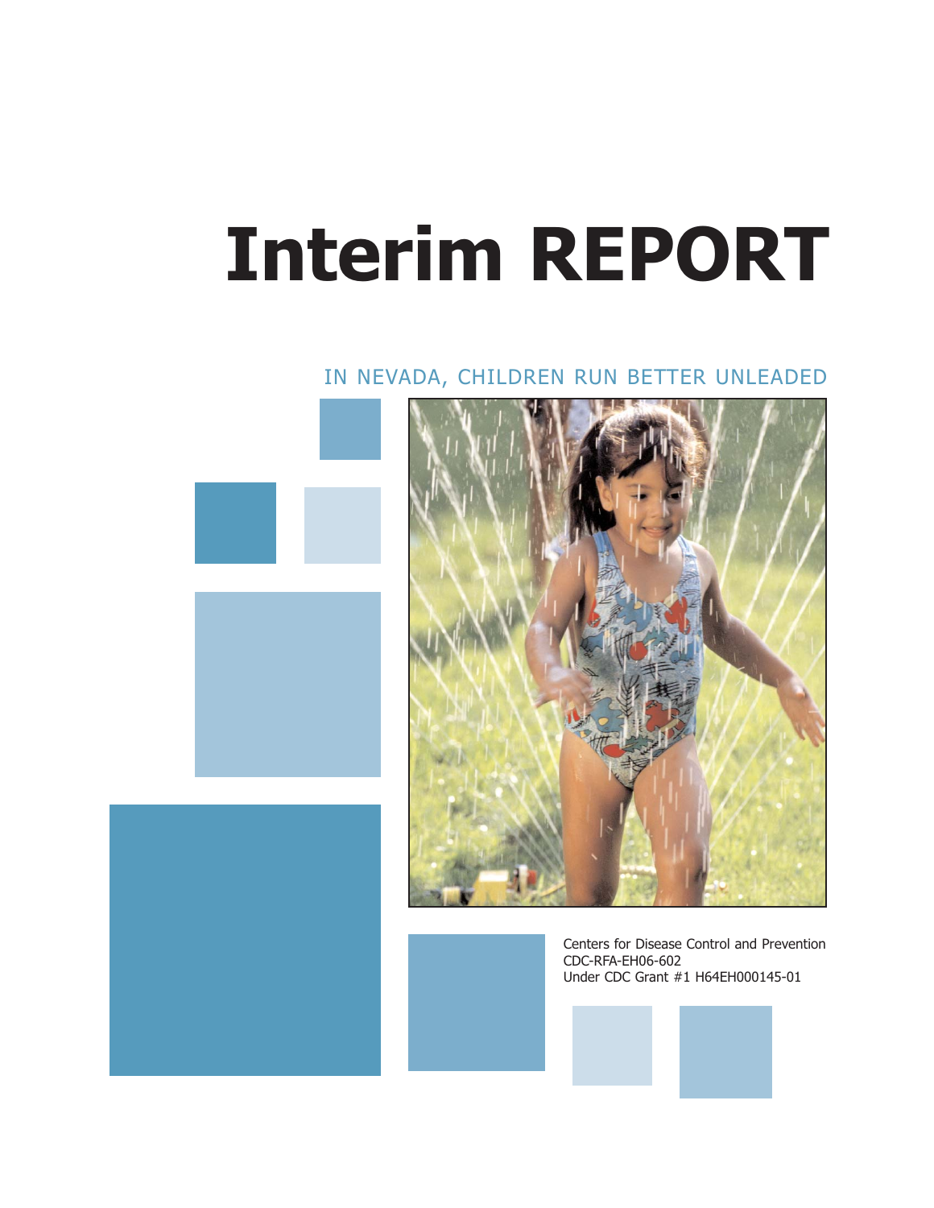# Interim REPORT

IN NEVADA, CHILDREN RUN BETTER UNLEADED

Centers for Disease Control and Prevention
CDC-RFA-EH06-602
Under CDC Grant #1 H64EH000145-01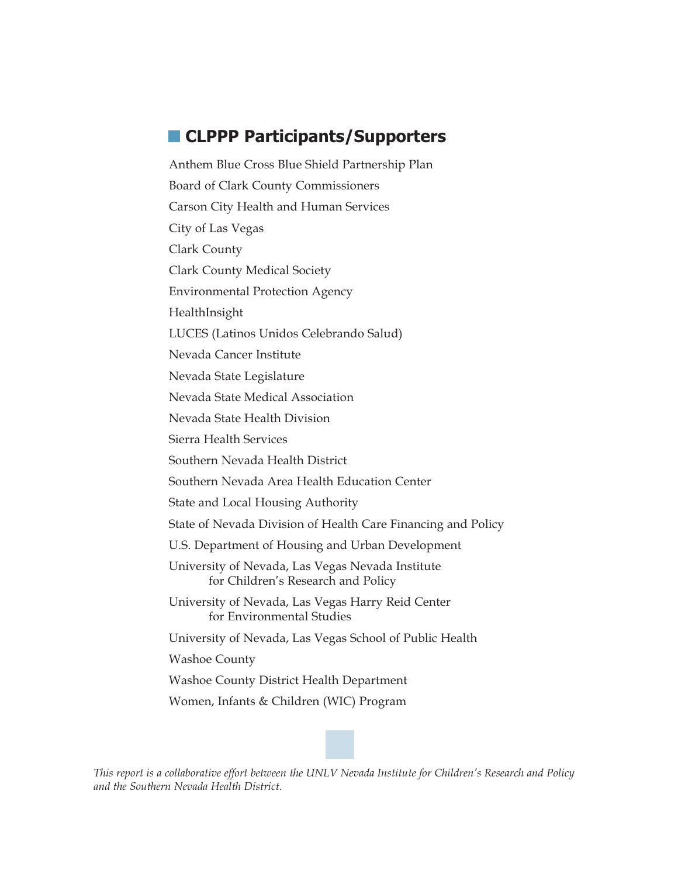## CLPPP Participants/Supporters

Anthem Blue Cross Blue Shield Partnership Plan

Board of Clark County Commissioners

Carson City Health and Human Services

City of Las Vegas

Clark County

Clark County Medical Society

Environmental Protection Agency

HealthInsight

LUCES (Latinos Unidos Celebrando Salud)

Nevada Cancer Institute

Nevada State Legislature

Nevada State Medical Association

Nevada State Health Division

Sierra Health Services

Southern Nevada Health District

Southern Nevada Area Health Education Center

State and Local Housing Authority

State of Nevada Division of Health Care Financing and Policy

U.S. Department of Housing and Urban Development

University of Nevada, Las Vegas Nevada Institute for Children's Research and Policy

University of Nevada, Las Vegas Harry Reid Center for Environmental Studies

University of Nevada, Las Vegas School of Public Health

Washoe County

Washoe County District Health Department

Women, Infants & Children (WIC) Program

*This report is a collaborative effort between the UNLV Nevada Institute for Children's Research and Policy and the Southern Nevada Health District.*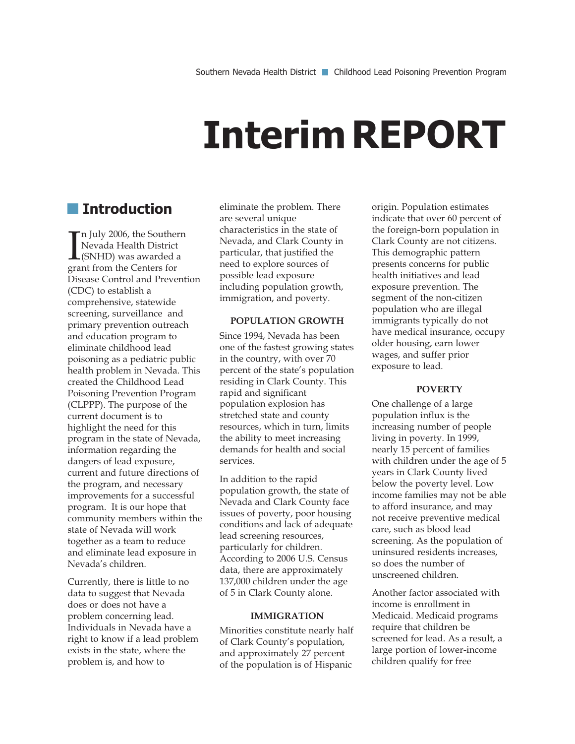# Interim REPORT

## Introduction

In July 2006, the Southern Nevada Health District (SNHD) was awarded a grant from the Centers for Disease Control and Prevention (CDC) to establish a comprehensive, statewide screening, surveillance and primary prevention outreach and education program to eliminate childhood lead poisoning as a pediatric public health problem in Nevada. This created the Childhood Lead Poisoning Prevention Program (CLPPP). The purpose of the current document is to highlight the need for this program in the state of Nevada, information regarding the dangers of lead exposure, current and future directions of the program, and necessary improvements for a successful program. It is our hope that community members within the state of Nevada will work together as a team to reduce and eliminate lead exposure in Nevada's children.

Currently, there is little to no data to suggest that Nevada does or does not have a problem concerning lead. Individuals in Nevada have a right to know if a lead problem exists in the state, where the problem is, and how to eliminate the problem. There are several unique characteristics in the state of Nevada, and Clark County in particular, that justified the need to explore sources of possible lead exposure including population growth, immigration, and poverty.

### POPULATION GROWTH

Since 1994, Nevada has been one of the fastest growing states in the country, with over 70 percent of the state's population residing in Clark County. This rapid and significant population explosion has stretched state and county resources, which in turn, limits the ability to meet increasing demands for health and social services.

In addition to the rapid population growth, the state of Nevada and Clark County face issues of poverty, poor housing conditions and lack of adequate lead screening resources, particularly for children. According to 2006 U.S. Census data, there are approximately 137,000 children under the age of 5 in Clark County alone.

### IMMIGRATION

Minorities constitute nearly half of Clark County's population, and approximately 27 percent of the population is of Hispanic origin. Population estimates indicate that over 60 percent of the foreign-born population in Clark County are not citizens. This demographic pattern presents concerns for public health initiatives and lead exposure prevention. The segment of the non-citizen population who are illegal immigrants typically do not have medical insurance, occupy older housing, earn lower wages, and suffer prior exposure to lead.

### POVERTY

One challenge of a large population influx is the increasing number of people living in poverty. In 1999, nearly 15 percent of families with children under the age of 5 years in Clark County lived below the poverty level. Low income families may not be able to afford insurance, and may not receive preventive medical care, such as blood lead screening. As the population of uninsured residents increases, so does the number of unscreened children.

Another factor associated with income is enrollment in Medicaid. Medicaid programs require that children be screened for lead. As a result, a large portion of lower-income children qualify for free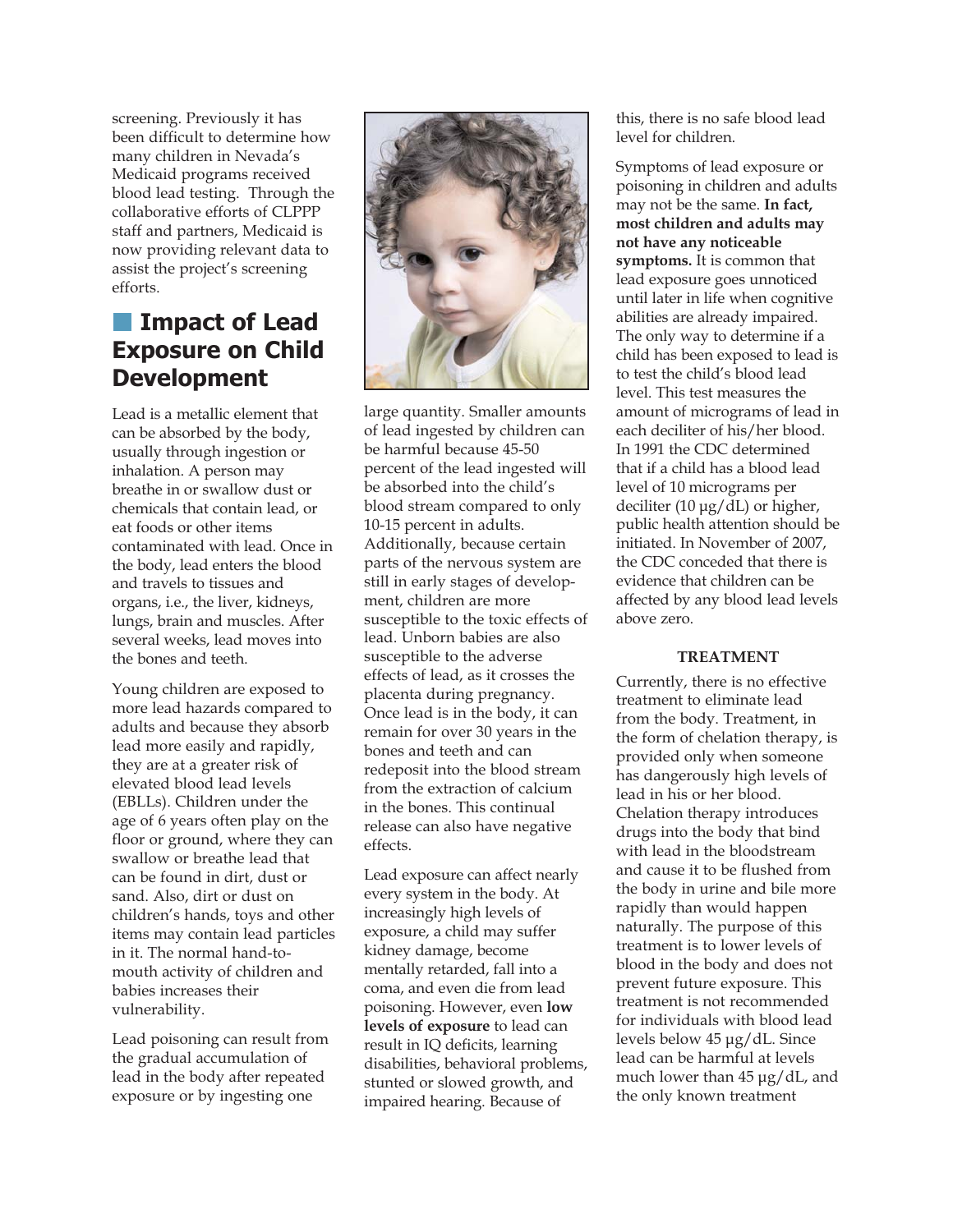screening. Previously it has been difficult to determine how many children in Nevada's Medicaid programs received blood lead testing. Through the collaborative efforts of CLPPP staff and partners, Medicaid is now providing relevant data to assist the project's screening efforts.

## Impact of Lead Exposure on Child Development

Lead is a metallic element that can be absorbed by the body, usually through ingestion or inhalation. A person may breathe in or swallow dust or chemicals that contain lead, or eat foods or other items contaminated with lead. Once in the body, lead enters the blood and travels to tissues and organs, i.e., the liver, kidneys, lungs, brain and muscles. After several weeks, lead moves into the bones and teeth.

Young children are exposed to more lead hazards compared to adults and because they absorb lead more easily and rapidly, they are at a greater risk of elevated blood lead levels (EBLLs). Children under the age of 6 years often play on the floor or ground, where they can swallow or breathe lead that can be found in dirt, dust or sand. Also, dirt or dust on children's hands, toys and other items may contain lead particles in it. The normal hand-to-mouth activity of children and babies increases their vulnerability.

Lead poisoning can result from the gradual accumulation of lead in the body after repeated exposure or by ingesting one large quantity. Smaller amounts of lead ingested by children can be harmful because 45-50 percent of the lead ingested will be absorbed into the child's blood stream compared to only 10-15 percent in adults. Additionally, because certain parts of the nervous system are still in early stages of development, children are more susceptible to the toxic effects of lead. Unborn babies are also susceptible to the adverse effects of lead, as it crosses the placenta during pregnancy. Once lead is in the body, it can remain for over 30 years in the bones and teeth and can redeposit into the blood stream from the extraction of calcium in the bones. This continual release can also have negative effects.

Lead exposure can affect nearly every system in the body. At increasingly high levels of exposure, a child may suffer kidney damage, become mentally retarded, fall into a coma, and even die from lead poisoning. However, even **low levels of exposure** to lead can result in IQ deficits, learning disabilities, behavioral problems, stunted or slowed growth, and impaired hearing. Because of this, there is no safe blood lead level for children.

Symptoms of lead exposure or poisoning in children and adults may not be the same. **In fact, most children and adults may not have any noticeable symptoms.** It is common that lead exposure goes unnoticed until later in life when cognitive abilities are already impaired. The only way to determine if a child has been exposed to lead is to test the child's blood lead level. This test measures the amount of micrograms of lead in each deciliter of his/her blood. In 1991 the CDC determined that if a child has a blood lead level of 10 micrograms per deciliter (10 µg/dL) or higher, public health attention should be initiated. In November of 2007, the CDC conceded that there is evidence that children can be affected by any blood lead levels above zero.

**TREATMENT**

Currently, there is no effective treatment to eliminate lead from the body. Treatment, in the form of chelation therapy, is provided only when someone has dangerously high levels of lead in his or her blood. Chelation therapy introduces drugs into the body that bind with lead in the bloodstream and cause it to be flushed from the body in urine and bile more rapidly than would happen naturally. The purpose of this treatment is to lower levels of blood in the body and does not prevent future exposure. This treatment is not recommended for individuals with blood lead levels below 45 µg/dL. Since lead can be harmful at levels much lower than 45 µg/dL, and the only known treatment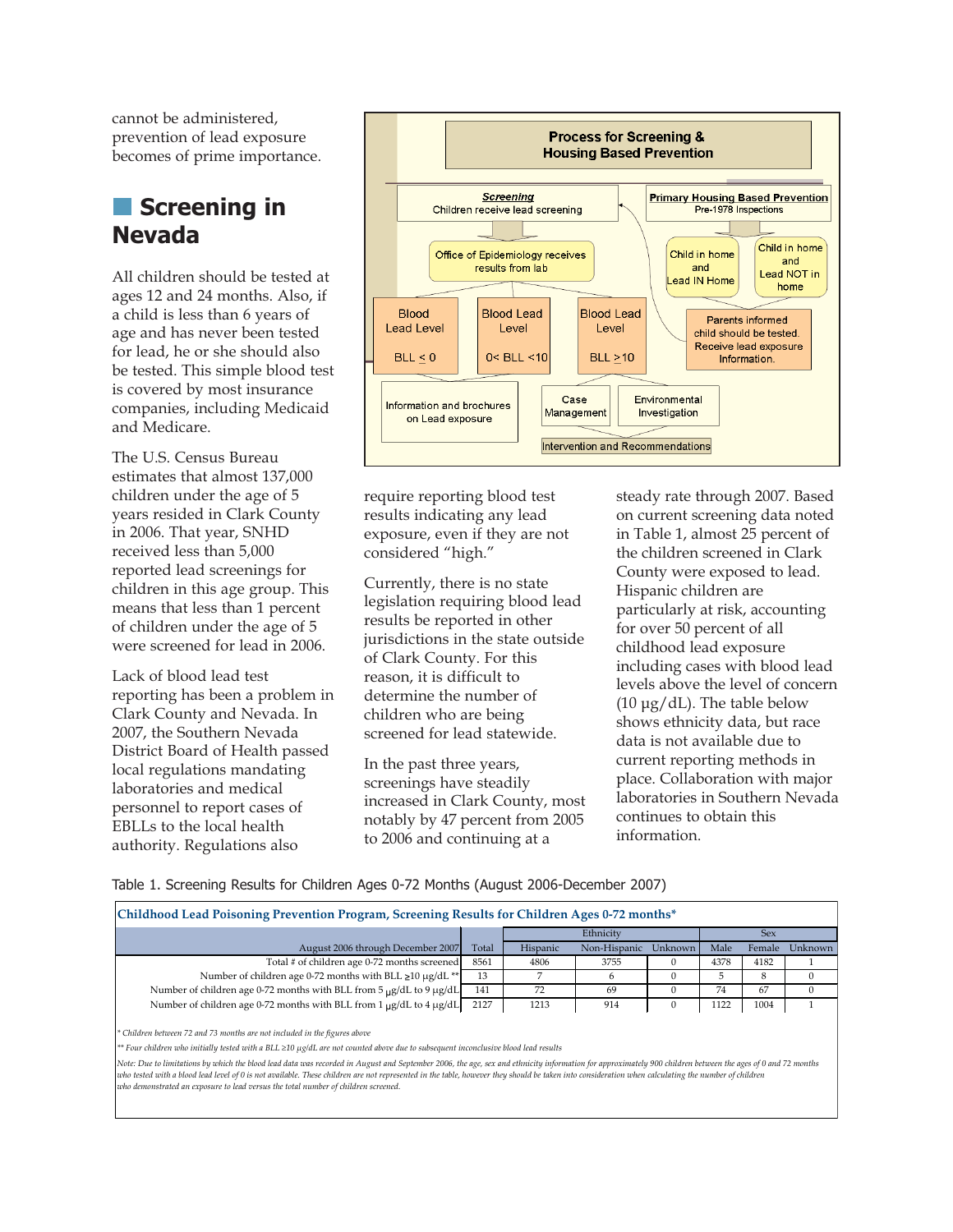cannot be administered, prevention of lead exposure becomes of prime importance.

## Screening in Nevada

All children should be tested at ages 12 and 24 months. Also, if a child is less than 6 years of age and has never been tested for lead, he or she should also be tested. This simple blood test is covered by most insurance companies, including Medicaid and Medicare.

The U.S. Census Bureau estimates that almost 137,000 children under the age of 5 years resided in Clark County in 2006. That year, SNHD received less than 5,000 reported lead screenings for children in this age group. This means that less than 1 percent of children under the age of 5 were screened for lead in 2006.

Lack of blood lead test reporting has been a problem in Clark County and Nevada. In 2007, the Southern Nevada District Board of Health passed local regulations mandating laboratories and medical personnel to report cases of EBLLs to the local health authority. Regulations also require reporting blood test results indicating any lead exposure, even if they are not considered "high."

Currently, there is no state legislation requiring blood lead results be reported in other jurisdictions in the state outside of Clark County. For this reason, it is difficult to determine the number of children who are being screened for lead statewide.

In the past three years, screenings have steadily increased in Clark County, most notably by 47 percent from 2005 to 2006 and continuing at a steady rate through 2007. Based on current screening data noted in Table 1, almost 25 percent of the children screened in Clark County were exposed to lead. Hispanic children are particularly at risk, accounting for over 50 percent of all childhood lead exposure including cases with blood lead levels above the level of concern (10 µg/dL). The table below shows ethnicity data, but race data is not available due to current reporting methods in place. Collaboration with major laboratories in Southern Nevada continues to obtain this information.

**Process for Screening & Housing Based Prevention**

- **Screening**: Children receive lead screening
  - Office of Epidemiology receives results from lab
    - Blood Lead Level BLL ≤ 0 → Information and brochures on Lead exposure
    - Blood Lead Level 0< BLL <10 → Information and brochures on Lead exposure
    - Blood Lead Level BLL ≥10 → Case Management; Environmental Investigation → Intervention and Recommendations
- **Primary Housing Based Prevention**: Pre-1978 Inspections
  - Child in home and Lead IN Home
  - Child in home and Lead NOT in home
    - Parents informed child should be tested. Receive lead exposure Information. → Screening

Table 1. Screening Results for Children Ages 0-72 Months (August 2006-December 2007)

**Childhood Lead Poisoning Prevention Program, Screening Results for Children Ages 0-72 months***

| August 2006 through December 2007 | Total | Ethnicity: Hispanic | Ethnicity: Non-Hispanic | Ethnicity: Unknown | Sex: Male | Sex: Female | Sex: Unknown |
|---|---|---|---|---|---|---|---|
| Total # of children age 0-72 months screened | 8561 | 4806 | 3755 | 0 | 4378 | 4182 | 1 |
| Number of children age 0-72 months with BLL ≥10 µg/dL ** | 13 | 7 | 6 | 0 | 5 | 8 | 0 |
| Number of children age 0-72 months with BLL from 5 µg/dL to 9 µg/dL | 141 | 72 | 69 | 0 | 74 | 67 | 0 |
| Number of children age 0-72 months with BLL from 1 µg/dL to 4 µg/dL | 2127 | 1213 | 914 | 0 | 1122 | 1004 | 1 |

*\* Children between 72 and 73 months are not included in the figures above*

*\*\* Four children who initially tested with a BLL ≥10 µg/dL are not counted above due to subsequent inconclusive blood lead results*

*Note: Due to limitations by which the blood lead data was recorded in August and September 2006, the age, sex and ethnicity information for approximately 900 children between the ages of 0 and 72 months who tested with a blood lead level of 0 is not available. These children are not represented in the table, however they should be taken into consideration when calculating the number of children who demonstrated an exposure to lead versus the total number of children screened.*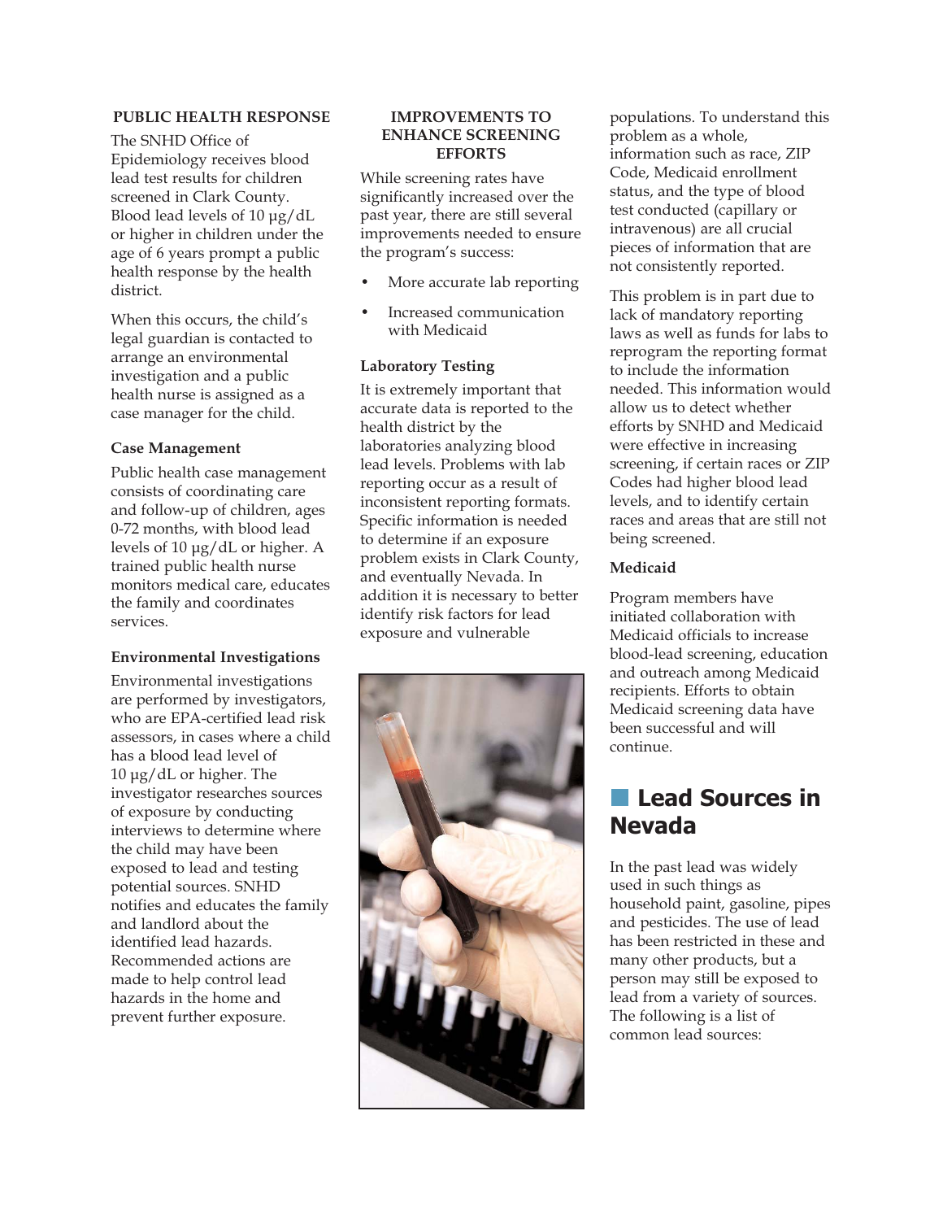## PUBLIC HEALTH RESPONSE

The SNHD Office of Epidemiology receives blood lead test results for children screened in Clark County. Blood lead levels of 10 µg/dL or higher in children under the age of 6 years prompt a public health response by the health district.

When this occurs, the child's legal guardian is contacted to arrange an environmental investigation and a public health nurse is assigned as a case manager for the child.

### Case Management

Public health case management consists of coordinating care and follow-up of children, ages 0-72 months, with blood lead levels of 10 µg/dL or higher. A trained public health nurse monitors medical care, educates the family and coordinates services.

### Environmental Investigations

Environmental investigations are performed by investigators, who are EPA-certified lead risk assessors, in cases where a child has a blood lead level of 10 µg/dL or higher. The investigator researches sources of exposure by conducting interviews to determine where the child may have been exposed to lead and testing potential sources. SNHD notifies and educates the family and landlord about the identified lead hazards. Recommended actions are made to help control lead hazards in the home and prevent further exposure.

## IMPROVEMENTS TO ENHANCE SCREENING EFFORTS

While screening rates have significantly increased over the past year, there are still several improvements needed to ensure the program's success:

- More accurate lab reporting
- Increased communication with Medicaid

### Laboratory Testing

It is extremely important that accurate data is reported to the health district by the laboratories analyzing blood lead levels. Problems with lab reporting occur as a result of inconsistent reporting formats. Specific information is needed to determine if an exposure problem exists in Clark County, and eventually Nevada. In addition it is necessary to better identify risk factors for lead exposure and vulnerable populations. To understand this problem as a whole, information such as race, ZIP Code, Medicaid enrollment status, and the type of blood test conducted (capillary or intravenous) are all crucial pieces of information that are not consistently reported.

This problem is in part due to lack of mandatory reporting laws as well as funds for labs to reprogram the reporting format to include the information needed. This information would allow us to detect whether efforts by SNHD and Medicaid were effective in increasing screening, if certain races or ZIP Codes had higher blood lead levels, and to identify certain races and areas that are still not being screened.

### Medicaid

Program members have initiated collaboration with Medicaid officials to increase blood-lead screening, education and outreach among Medicaid recipients. Efforts to obtain Medicaid screening data have been successful and will continue.

# Lead Sources in Nevada

In the past lead was widely used in such things as household paint, gasoline, pipes and pesticides. The use of lead has been restricted in these and many other products, but a person may still be exposed to lead from a variety of sources. The following is a list of common lead sources: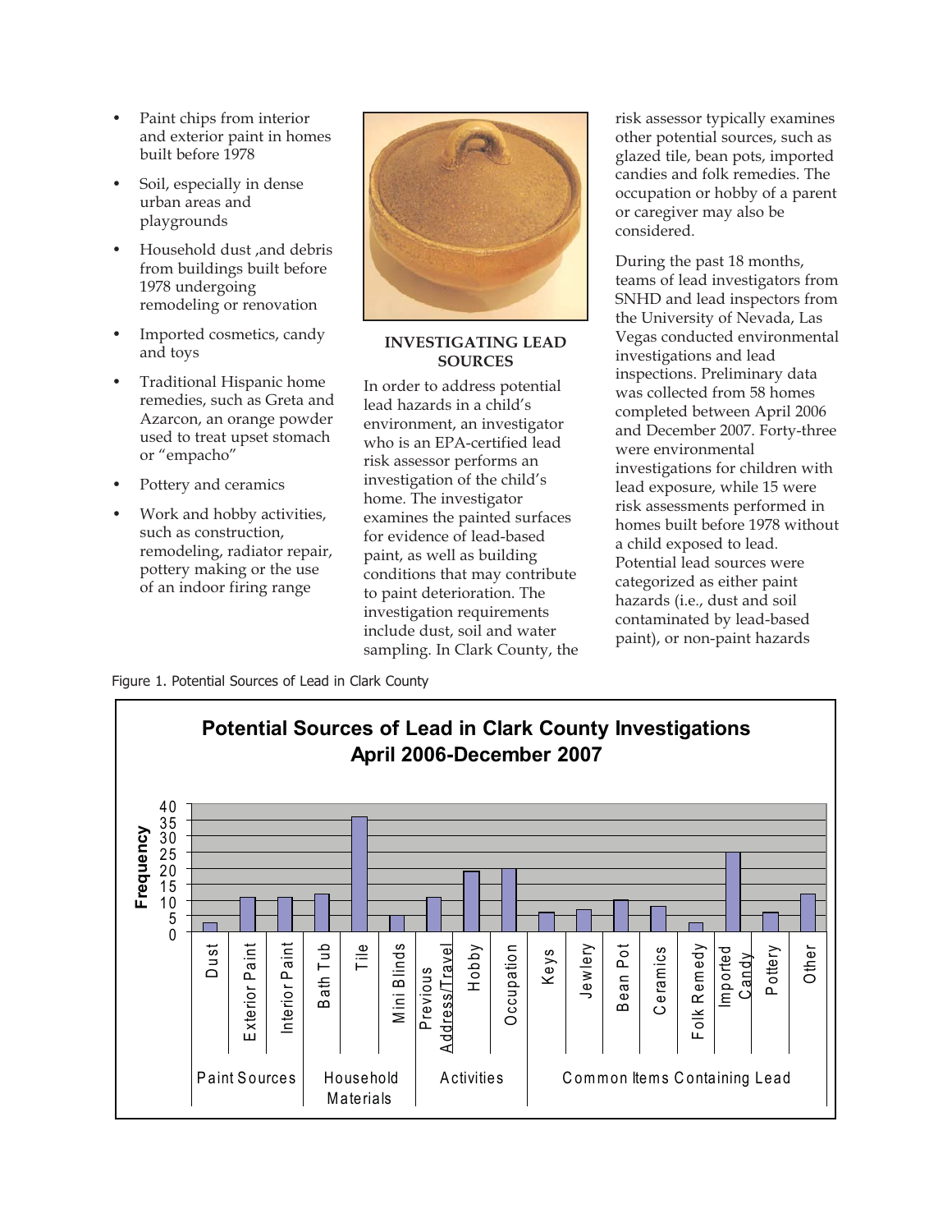- Paint chips from interior and exterior paint in homes built before 1978
- Soil, especially in dense urban areas and playgrounds
- Household dust ,and debris from buildings built before 1978 undergoing remodeling or renovation
- Imported cosmetics, candy and toys
- Traditional Hispanic home remedies, such as Greta and Azarcon, an orange powder used to treat upset stomach or "empacho"
- Pottery and ceramics
- Work and hobby activities, such as construction, remodeling, radiator repair, pottery making or the use of an indoor firing range

### INVESTIGATING LEAD SOURCES

In order to address potential lead hazards in a child's environment, an investigator who is an EPA-certified lead risk assessor performs an investigation of the child's home. The investigator examines the painted surfaces for evidence of lead-based paint, as well as building conditions that may contribute to paint deterioration. The investigation requirements include dust, soil and water sampling. In Clark County, the risk assessor typically examines other potential sources, such as glazed tile, bean pots, imported candies and folk remedies. The occupation or hobby of a parent or caregiver may also be considered.

During the past 18 months, teams of lead investigators from SNHD and lead inspectors from the University of Nevada, Las Vegas conducted environmental investigations and lead inspections. Preliminary data was collected from 58 homes completed between April 2006 and December 2007. Forty-three were environmental investigations for children with lead exposure, while 15 were risk assessments performed in homes built before 1978 without a child exposed to lead. Potential lead sources were categorized as either paint hazards (i.e., dust and soil contaminated by lead-based paint), or non-paint hazards

Figure 1. Potential Sources of Lead in Clark County

**Potential Sources of Lead in Clark County Investigations April 2006-December 2007**

| Category | Source | Frequency |
|---|---|---|
| Paint Sources | Dust | 3 |
| | Exterior Paint | 11 |
| | Interior Paint | 11 |
| Household Materials | Bath Tub | 12 |
| | Tile | 36 |
| | Mini Blinds | 5 |
| Activities | Previous Address/Travel | 11 |
| | Hobby | 19 |
| | Occupation | 20 |
| Common Items Containing Lead | Keys | 6 |
| | Jewlery | 7 |
| | Bean Pot | 10 |
| | Ceramics | 8 |
| | Folk Remedy | 3 |
| | Imported Candy | 25 |
| | Pottery | 6 |
| | Other | 12 |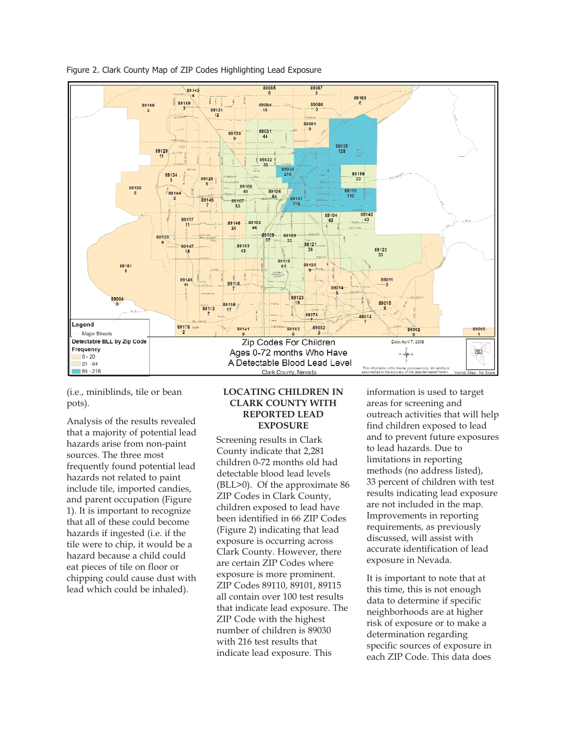Figure 2. Clark County Map of ZIP Codes Highlighting Lead Exposure

(i.e., miniblinds, tile or bean pots).

Analysis of the results revealed that a majority of potential lead hazards arise from non-paint sources. The three most frequently found potential lead hazards not related to paint include tile, imported candies, and parent occupation (Figure 1). It is important to recognize that all of these could become hazards if ingested (i.e. if the tile were to chip, it would be a hazard because a child could eat pieces of tile on floor or chipping could cause dust with lead which could be inhaled).

## LOCATING CHILDREN IN CLARK COUNTY WITH REPORTED LEAD EXPOSURE

Screening results in Clark County indicate that 2,281 children 0-72 months old had detectable blood lead levels (BLL>0). Of the approximate 86 ZIP Codes in Clark County, children exposed to lead have been identified in 66 ZIP Codes (Figure 2) indicating that lead exposure is occurring across Clark County. However, there are certain ZIP Codes where exposure is more prominent. ZIP Codes 89110, 89101, 89115 all contain over 100 test results that indicate lead exposure. The ZIP Code with the highest number of children is 89030 with 216 test results that indicate lead exposure. This information is used to target areas for screening and outreach activities that will help find children exposed to lead and to prevent future exposures to lead hazards. Due to limitations in reporting methods (no address listed), 33 percent of children with test results indicating lead exposure are not included in the map. Improvements in reporting requirements, as previously discussed, will assist with accurate identification of lead exposure in Nevada.

It is important to note that at this time, this is not enough data to determine if specific neighborhoods are at higher risk of exposure or to make a determination regarding specific sources of exposure in each ZIP Code. This data does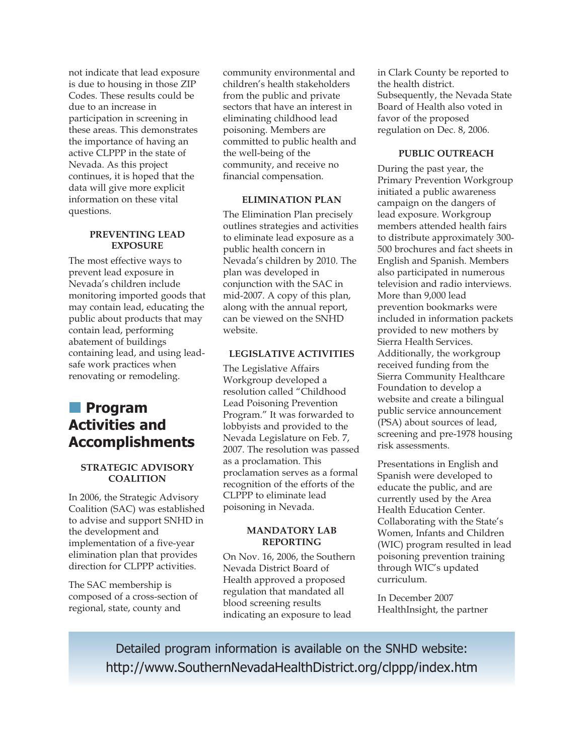not indicate that lead exposure is due to housing in those ZIP Codes. These results could be due to an increase in participation in screening in these areas. This demonstrates the importance of having an active CLPPP in the state of Nevada. As this project continues, it is hoped that the data will give more explicit information on these vital questions.

### PREVENTING LEAD EXPOSURE

The most effective ways to prevent lead exposure in Nevada's children include monitoring imported goods that may contain lead, educating the public about products that may contain lead, performing abatement of buildings containing lead, and using lead-safe work practices when renovating or remodeling.

## Program Activities and Accomplishments

### STRATEGIC ADVISORY COALITION

In 2006, the Strategic Advisory Coalition (SAC) was established to advise and support SNHD in the development and implementation of a five-year elimination plan that provides direction for CLPPP activities.

The SAC membership is composed of a cross-section of regional, state, county and community environmental and children's health stakeholders from the public and private sectors that have an interest in eliminating childhood lead poisoning. Members are committed to public health and the well-being of the community, and receive no financial compensation.

### ELIMINATION PLAN

The Elimination Plan precisely outlines strategies and activities to eliminate lead exposure as a public health concern in Nevada's children by 2010. The plan was developed in conjunction with the SAC in mid-2007. A copy of this plan, along with the annual report, can be viewed on the SNHD website.

### LEGISLATIVE ACTIVITIES

The Legislative Affairs Workgroup developed a resolution called "Childhood Lead Poisoning Prevention Program." It was forwarded to lobbyists and provided to the Nevada Legislature on Feb. 7, 2007. The resolution was passed as a proclamation. This proclamation serves as a formal recognition of the efforts of the CLPPP to eliminate lead poisoning in Nevada.

### MANDATORY LAB REPORTING

On Nov. 16, 2006, the Southern Nevada District Board of Health approved a proposed regulation that mandated all blood screening results indicating an exposure to lead in Clark County be reported to the health district. Subsequently, the Nevada State Board of Health also voted in favor of the proposed regulation on Dec. 8, 2006.

### PUBLIC OUTREACH

During the past year, the Primary Prevention Workgroup initiated a public awareness campaign on the dangers of lead exposure. Workgroup members attended health fairs to distribute approximately 300-500 brochures and fact sheets in English and Spanish. Members also participated in numerous television and radio interviews. More than 9,000 lead prevention bookmarks were included in information packets provided to new mothers by Sierra Health Services. Additionally, the workgroup received funding from the Sierra Community Healthcare Foundation to develop a website and create a bilingual public service announcement (PSA) about sources of lead, screening and pre-1978 housing risk assessments.

Presentations in English and Spanish were developed to educate the public, and are currently used by the Area Health Education Center. Collaborating with the State's Women, Infants and Children (WIC) program resulted in lead poisoning prevention training through WIC's updated curriculum.

In December 2007 HealthInsight, the partner

Detailed program information is available on the SNHD website: http://www.SouthernNevadaHealthDistrict.org/clppp/index.htm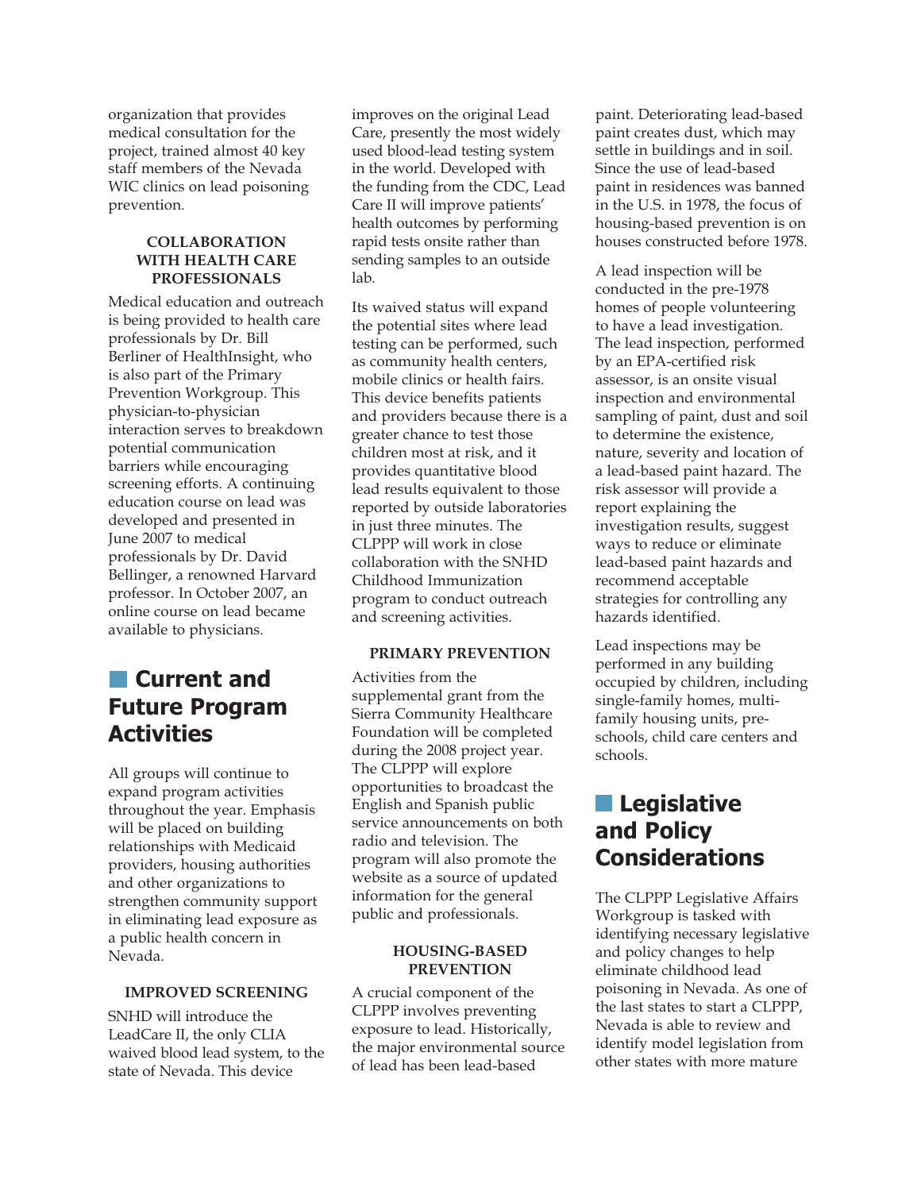organization that provides medical consultation for the project, trained almost 40 key staff members of the Nevada WIC clinics on lead poisoning prevention.

### COLLABORATION WITH HEALTH CARE PROFESSIONALS

Medical education and outreach is being provided to health care professionals by Dr. Bill Berliner of HealthInsight, who is also part of the Primary Prevention Workgroup. This physician-to-physician interaction serves to breakdown potential communication barriers while encouraging screening efforts. A continuing education course on lead was developed and presented in June 2007 to medical professionals by Dr. David Bellinger, a renowned Harvard professor. In October 2007, an online course on lead became available to physicians.

## Current and Future Program Activities

All groups will continue to expand program activities throughout the year. Emphasis will be placed on building relationships with Medicaid providers, housing authorities and other organizations to strengthen community support in eliminating lead exposure as a public health concern in Nevada.

### IMPROVED SCREENING

SNHD will introduce the LeadCare II, the only CLIA waived blood lead system, to the state of Nevada. This device improves on the original Lead Care, presently the most widely used blood-lead testing system in the world. Developed with the funding from the CDC, Lead Care II will improve patients' health outcomes by performing rapid tests onsite rather than sending samples to an outside lab.

Its waived status will expand the potential sites where lead testing can be performed, such as community health centers, mobile clinics or health fairs. This device benefits patients and providers because there is a greater chance to test those children most at risk, and it provides quantitative blood lead results equivalent to those reported by outside laboratories in just three minutes. The CLPPP will work in close collaboration with the SNHD Childhood Immunization program to conduct outreach and screening activities.

### PRIMARY PREVENTION

Activities from the supplemental grant from the Sierra Community Healthcare Foundation will be completed during the 2008 project year. The CLPPP will explore opportunities to broadcast the English and Spanish public service announcements on both radio and television. The program will also promote the website as a source of updated information for the general public and professionals.

### HOUSING-BASED PREVENTION

A crucial component of the CLPPP involves preventing exposure to lead. Historically, the major environmental source of lead has been lead-based paint. Deteriorating lead-based paint creates dust, which may settle in buildings and in soil. Since the use of lead-based paint in residences was banned in the U.S. in 1978, the focus of housing-based prevention is on houses constructed before 1978.

A lead inspection will be conducted in the pre-1978 homes of people volunteering to have a lead investigation. The lead inspection, performed by an EPA-certified risk assessor, is an onsite visual inspection and environmental sampling of paint, dust and soil to determine the existence, nature, severity and location of a lead-based paint hazard. The risk assessor will provide a report explaining the investigation results, suggest ways to reduce or eliminate lead-based paint hazards and recommend acceptable strategies for controlling any hazards identified.

Lead inspections may be performed in any building occupied by children, including single-family homes, multi-family housing units, pre-schools, child care centers and schools.

## Legislative and Policy Considerations

The CLPPP Legislative Affairs Workgroup is tasked with identifying necessary legislative and policy changes to help eliminate childhood lead poisoning in Nevada. As one of the last states to start a CLPPP, Nevada is able to review and identify model legislation from other states with more mature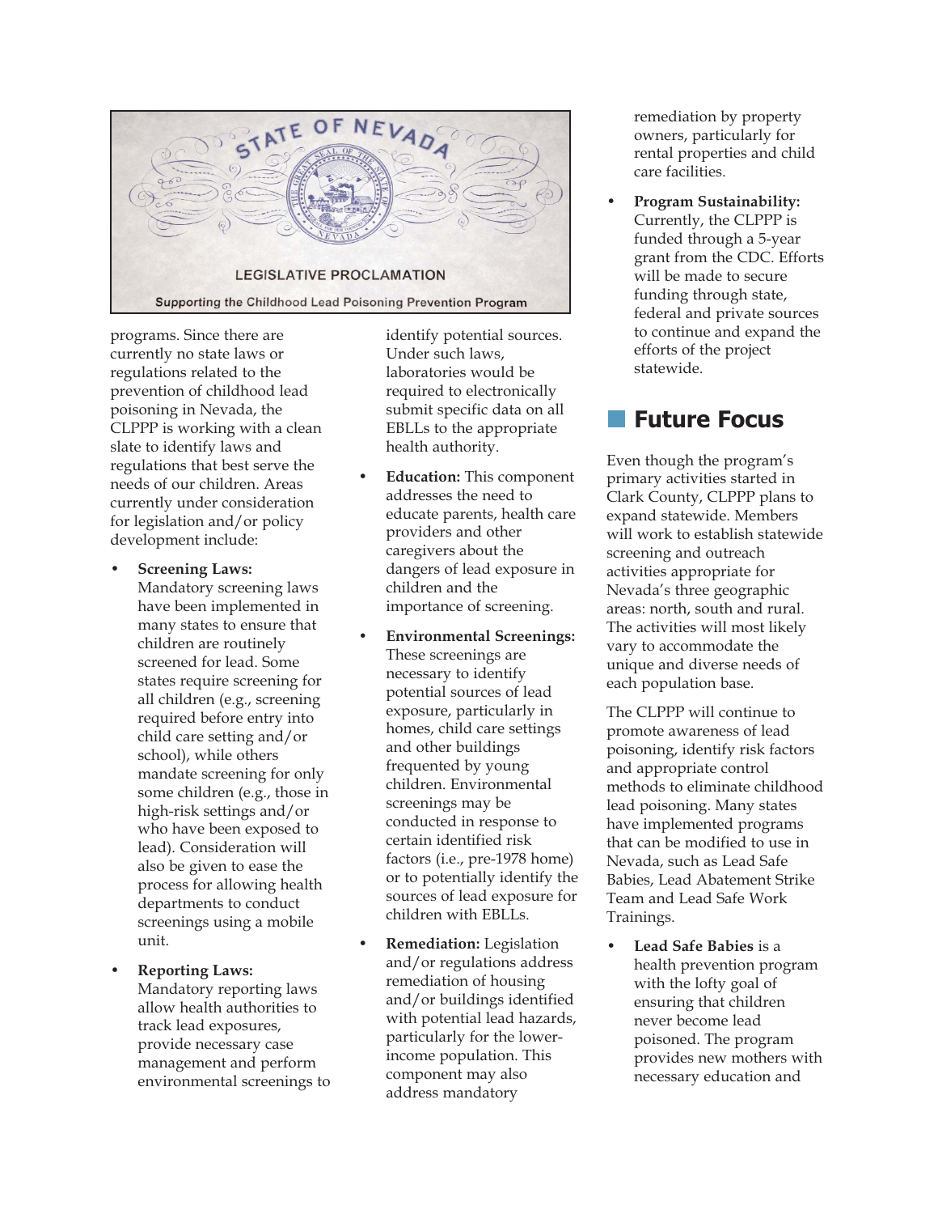STATE OF NEVADA

LEGISLATIVE PROCLAMATION

Supporting the Childhood Lead Poisoning Prevention Program

programs. Since there are currently no state laws or regulations related to the prevention of childhood lead poisoning in Nevada, the CLPPP is working with a clean slate to identify laws and regulations that best serve the needs of our children. Areas currently under consideration for legislation and/or policy development include:

- **Screening Laws:** Mandatory screening laws have been implemented in many states to ensure that children are routinely screened for lead. Some states require screening for all children (e.g., screening required before entry into child care setting and/or school), while others mandate screening for only some children (e.g., those in high-risk settings and/or who have been exposed to lead). Consideration will also be given to ease the process for allowing health departments to conduct screenings using a mobile unit.
- **Reporting Laws:** Mandatory reporting laws allow health authorities to track lead exposures, provide necessary case management and perform environmental screenings to identify potential sources. Under such laws, laboratories would be required to electronically submit specific data on all EBLLs to the appropriate health authority.
- **Education:** This component addresses the need to educate parents, health care providers and other caregivers about the dangers of lead exposure in children and the importance of screening.
- **Environmental Screenings:** These screenings are necessary to identify potential sources of lead exposure, particularly in homes, child care settings and other buildings frequented by young children. Environmental screenings may be conducted in response to certain identified risk factors (i.e., pre-1978 home) or to potentially identify the sources of lead exposure for children with EBLLs.
- **Remediation:** Legislation and/or regulations address remediation of housing and/or buildings identified with potential lead hazards, particularly for the lower-income population. This component may also address mandatory remediation by property owners, particularly for rental properties and child care facilities.
- **Program Sustainability:** Currently, the CLPPP is funded through a 5-year grant from the CDC. Efforts will be made to secure funding through state, federal and private sources to continue and expand the efforts of the project statewide.

## Future Focus

Even though the program's primary activities started in Clark County, CLPPP plans to expand statewide. Members will work to establish statewide screening and outreach activities appropriate for Nevada's three geographic areas: north, south and rural. The activities will most likely vary to accommodate the unique and diverse needs of each population base.

The CLPPP will continue to promote awareness of lead poisoning, identify risk factors and appropriate control methods to eliminate childhood lead poisoning. Many states have implemented programs that can be modified to use in Nevada, such as Lead Safe Babies, Lead Abatement Strike Team and Lead Safe Work Trainings.

- **Lead Safe Babies** is a health prevention program with the lofty goal of ensuring that children never become lead poisoned. The program provides new mothers with necessary education and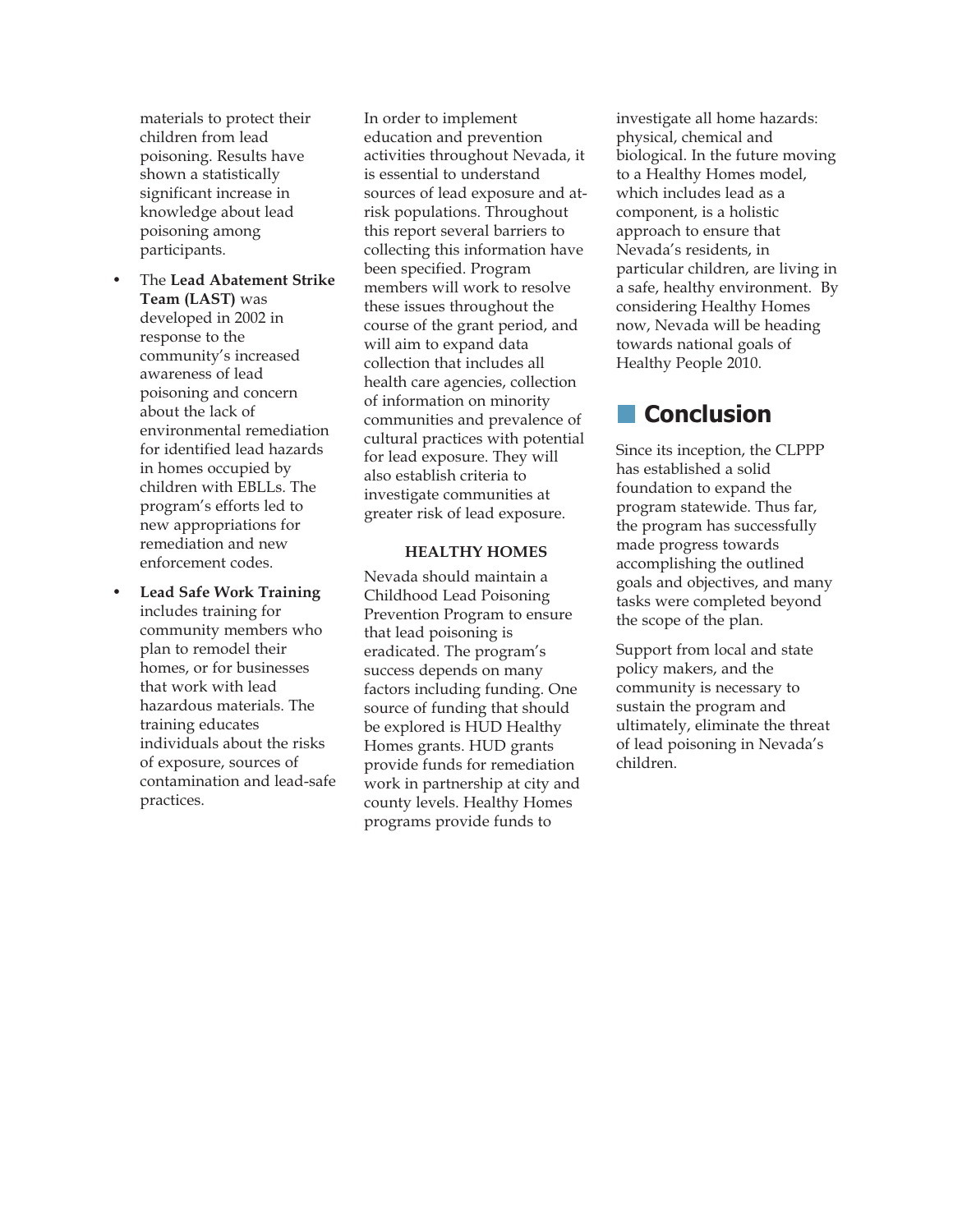materials to protect their children from lead poisoning. Results have shown a statistically significant increase in knowledge about lead poisoning among participants.

- The **Lead Abatement Strike Team (LAST)** was developed in 2002 in response to the community's increased awareness of lead poisoning and concern about the lack of environmental remediation for identified lead hazards in homes occupied by children with EBLLs. The program's efforts led to new appropriations for remediation and new enforcement codes.
- **Lead Safe Work Training** includes training for community members who plan to remodel their homes, or for businesses that work with lead hazardous materials. The training educates individuals about the risks of exposure, sources of contamination and lead-safe practices.

In order to implement education and prevention activities throughout Nevada, it is essential to understand sources of lead exposure and at-risk populations. Throughout this report several barriers to collecting this information have been specified. Program members will work to resolve these issues throughout the course of the grant period, and will aim to expand data collection that includes all health care agencies, collection of information on minority communities and prevalence of cultural practices with potential for lead exposure. They will also establish criteria to investigate communities at greater risk of lead exposure.

### HEALTHY HOMES

Nevada should maintain a Childhood Lead Poisoning Prevention Program to ensure that lead poisoning is eradicated. The program's success depends on many factors including funding. One source of funding that should be explored is HUD Healthy Homes grants. HUD grants provide funds for remediation work in partnership at city and county levels. Healthy Homes programs provide funds to investigate all home hazards: physical, chemical and biological. In the future moving to a Healthy Homes model, which includes lead as a component, is a holistic approach to ensure that Nevada's residents, in particular children, are living in a safe, healthy environment. By considering Healthy Homes now, Nevada will be heading towards national goals of Healthy People 2010.

## Conclusion

Since its inception, the CLPPP has established a solid foundation to expand the program statewide. Thus far, the program has successfully made progress towards accomplishing the outlined goals and objectives, and many tasks were completed beyond the scope of the plan.

Support from local and state policy makers, and the community is necessary to sustain the program and ultimately, eliminate the threat of lead poisoning in Nevada's children.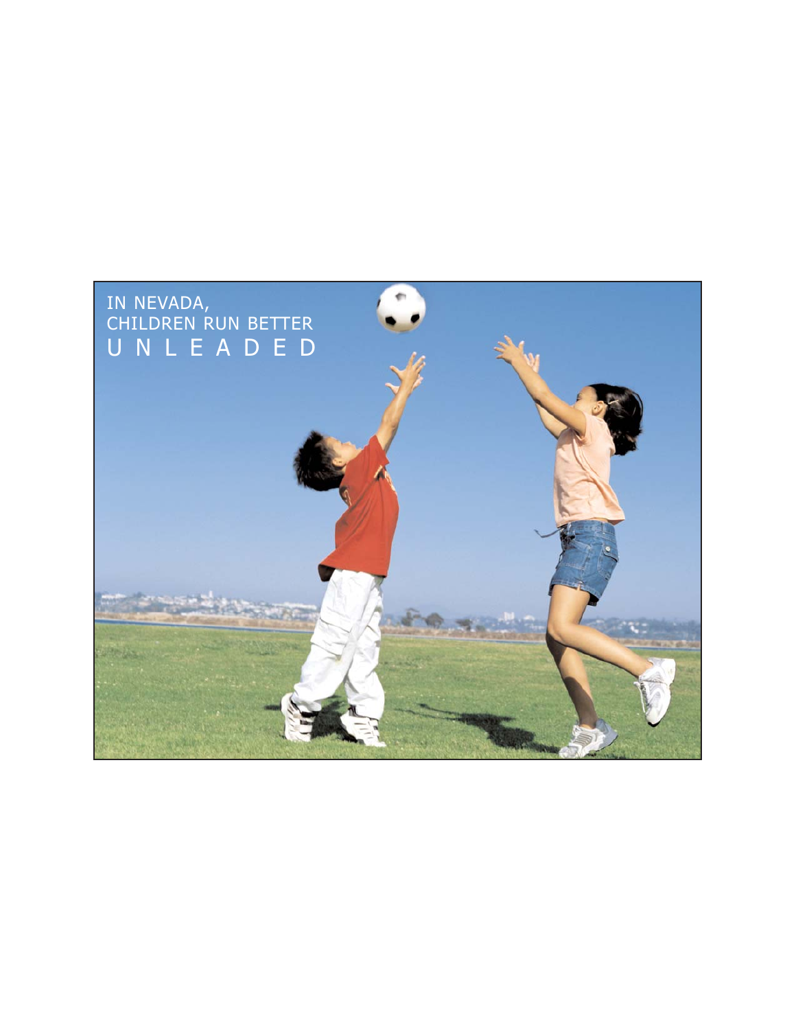IN NEVADA,
CHILDREN RUN BETTER
U N L E A D E D